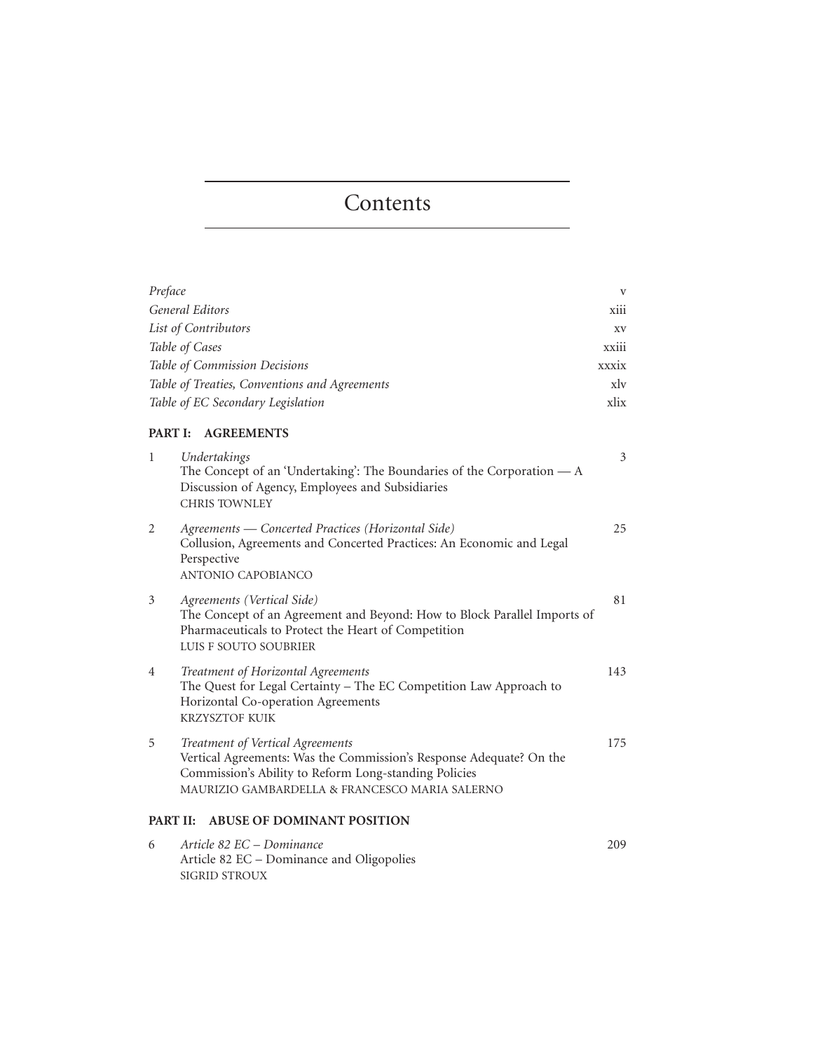# Contents

| | |
|---|---|
| *Preface* | v |
| *General Editors* | xiii |
| *List of Contributors* | xv |
| *Table of Cases* | xxiii |
| *Table of Commission Decisions* | xxxix |
| *Table of Treaties, Conventions and Agreements* | xlv |
| *Table of EC Secondary Legislation* | xlix |

## PART I: AGREEMENTS

1 *Undertakings* — 3
The Concept of an 'Undertaking': The Boundaries of the Corporation — A Discussion of Agency, Employees and Subsidiaries
CHRIS TOWNLEY

2 *Agreements — Concerted Practices (Horizontal Side)* — 25
Collusion, Agreements and Concerted Practices: An Economic and Legal Perspective
ANTONIO CAPOBIANCO

3 *Agreements (Vertical Side)* — 81
The Concept of an Agreement and Beyond: How to Block Parallel Imports of Pharmaceuticals to Protect the Heart of Competition
LUIS F SOUTO SOUBRIER

4 *Treatment of Horizontal Agreements* — 143
The Quest for Legal Certainty – The EC Competition Law Approach to Horizontal Co-operation Agreements
KRZYSZTOF KUIK

5 *Treatment of Vertical Agreements* — 175
Vertical Agreements: Was the Commission's Response Adequate? On the Commission's Ability to Reform Long-standing Policies
MAURIZIO GAMBARDELLA & FRANCESCO MARIA SALERNO

## PART II: ABUSE OF DOMINANT POSITION

6 *Article 82 EC – Dominance* — 209
Article 82 EC – Dominance and Oligopolies
SIGRID STROUX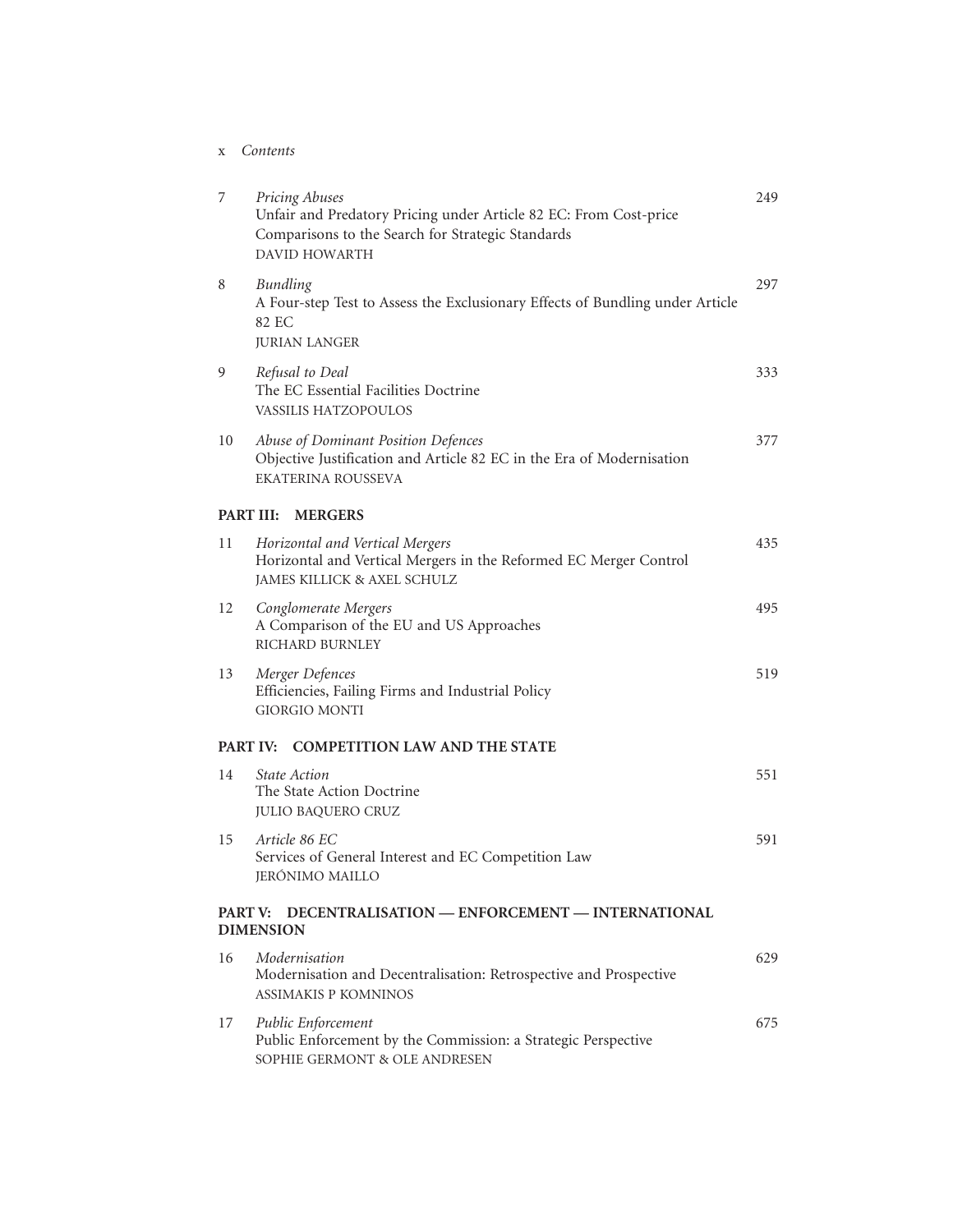| | | |
|---|---|---|
| 7 | *Pricing Abuses*<br>Unfair and Predatory Pricing under Article 82 EC: From Cost-price Comparisons to the Search for Strategic Standards<br>DAVID HOWARTH | 249 |
| 8 | *Bundling*<br>A Four-step Test to Assess the Exclusionary Effects of Bundling under Article 82 EC<br>JURIAN LANGER | 297 |
| 9 | *Refusal to Deal*<br>The EC Essential Facilities Doctrine<br>VASSILIS HATZOPOULOS | 333 |
| 10 | *Abuse of Dominant Position Defences*<br>Objective Justification and Article 82 EC in the Era of Modernisation<br>EKATERINA ROUSSEVA | 377 |

**PART III: MERGERS**

| | | |
|---|---|---|
| 11 | *Horizontal and Vertical Mergers*<br>Horizontal and Vertical Mergers in the Reformed EC Merger Control<br>JAMES KILLICK & AXEL SCHULZ | 435 |
| 12 | *Conglomerate Mergers*<br>A Comparison of the EU and US Approaches<br>RICHARD BURNLEY | 495 |
| 13 | *Merger Defences*<br>Efficiencies, Failing Firms and Industrial Policy<br>GIORGIO MONTI | 519 |

**PART IV: COMPETITION LAW AND THE STATE**

| | | |
|---|---|---|
| 14 | *State Action*<br>The State Action Doctrine<br>JULIO BAQUERO CRUZ | 551 |
| 15 | *Article 86 EC*<br>Services of General Interest and EC Competition Law<br>JERÓNIMO MAILLO | 591 |

**PART V: DECENTRALISATION — ENFORCEMENT — INTERNATIONAL DIMENSION**

| | | |
|---|---|---|
| 16 | *Modernisation*<br>Modernisation and Decentralisation: Retrospective and Prospective<br>ASSIMAKIS P KOMNINOS | 629 |
| 17 | *Public Enforcement*<br>Public Enforcement by the Commission: a Strategic Perspective<br>SOPHIE GERMONT & OLE ANDRESEN | 675 |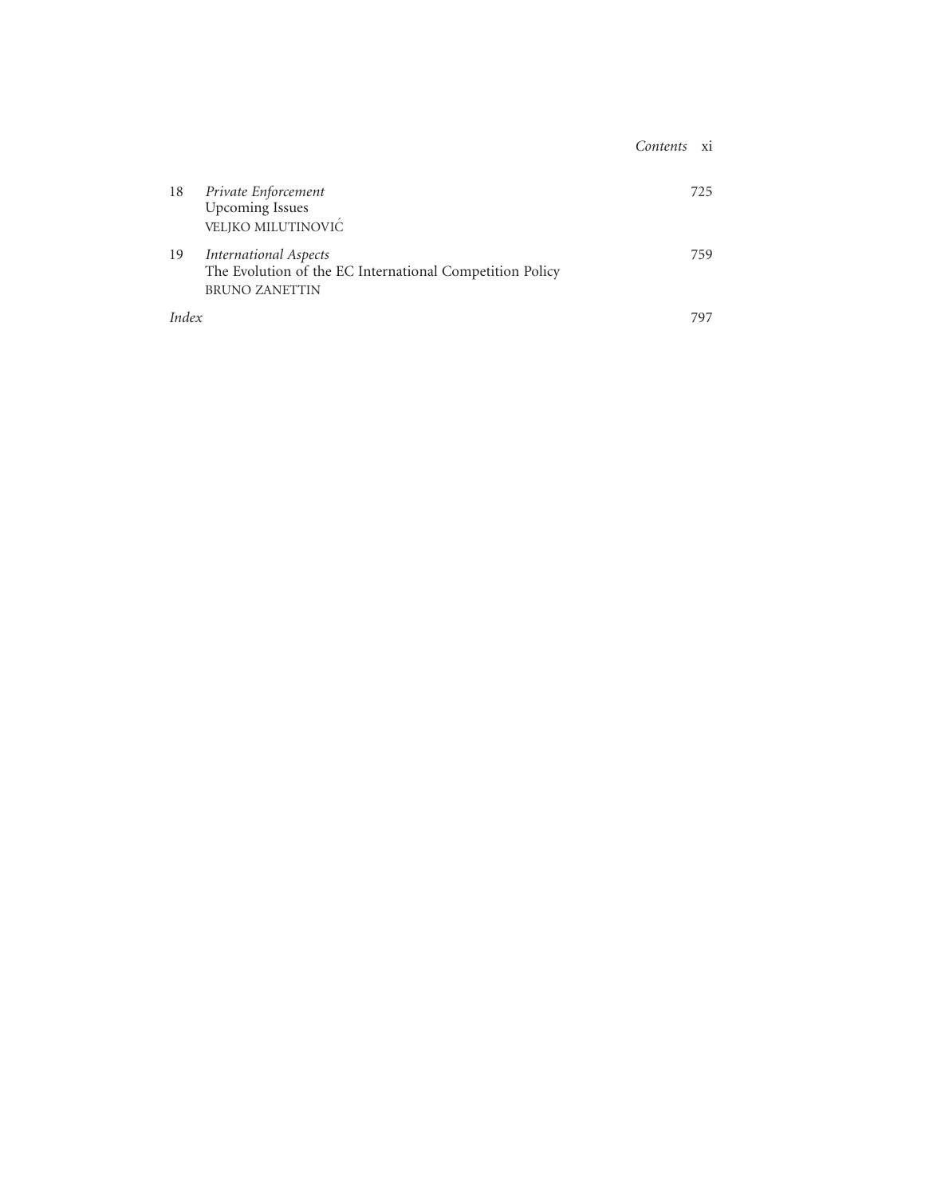| | | |
|---|---|---|
| 18 | *Private Enforcement*<br>Upcoming Issues<br>VELJKO MILUTINOVIĆ | 725 |
| 19 | *International Aspects*<br>The Evolution of the EC International Competition Policy<br>BRUNO ZANETTIN | 759 |
| *Index* | | 797 |